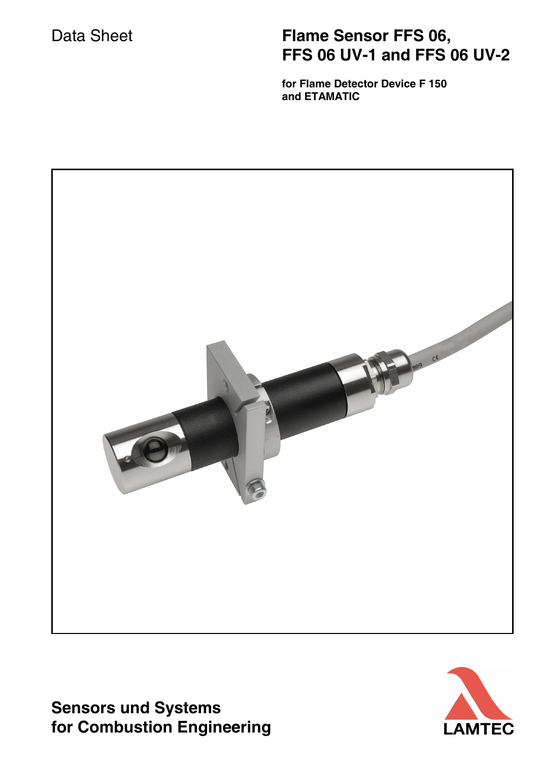Data Sheet

# Flame Sensor FFS 06, FFS 06 UV-1 and FFS 06 UV-2

**for Flame Detector Device F 150 and ETAMATIC**

**Sensors und Systems for Combustion Engineering**

**LAMTEC**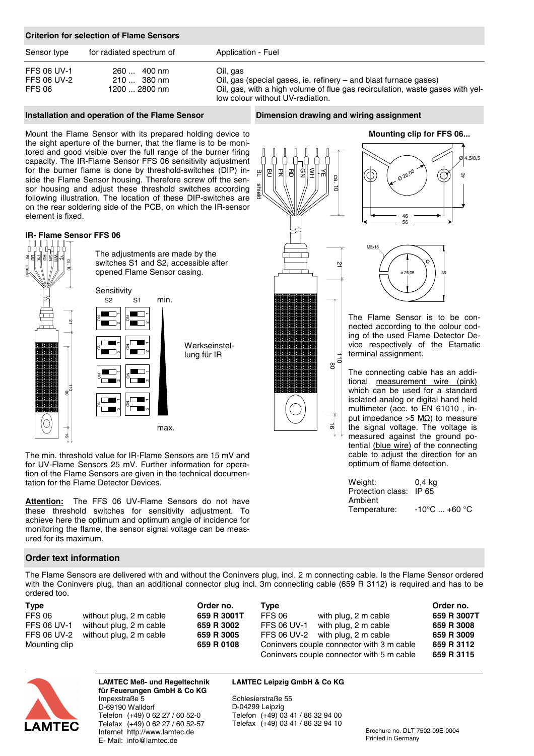## Criterion for selection of Flame Sensors

| Sensor type | for radiated spectrum of | Application - Fuel |
|---|---|---|
| FFS 06 UV-1 | 260 ... 400 nm | Oil, gas |
| FFS 06 UV-2 | 210 ... 380 nm | Oil, gas (special gases, ie. refinery – and blast furnace gases) |
| FFS 06 | 1200 ... 2800 nm | Oil, gas, with a high volume of flue gas recirculation, waste gases with yellow colour without UV-radiation. |

## Installation and operation of the Flame Sensor

Mount the Flame Sensor with its prepared holding device to the sight aperture of the burner, that the flame is to be monitored and good visible over the full range of the burner firing capacity. The IR-Flame Sensor FFS 06 sensitivity adjustment for the burner flame is done by threshold-switches (DIP) inside the Flame Sensor housing. Therefore screw off the sensor housing and adjust these threshold switches according following illustration. The location of these DIP-switches are on the rear soldering side of the PCB, on which the IR-sensor element is fixed.

### IR- Flame Sensor FFS 06

BL shield BU PK RD GN WH YE
ca. 10
21
110
80
16

The adjustments are made by the switches S1 and S2, accessible after opened Flame Sensor casing.

Sensitivity
S2 S1
min.
Werkseinstellung für IR
max.

The min. threshold value for IR-Flame Sensors are 15 mV and for UV-Flame Sensors 25 mV. Further information for operation of the Flame Sensors are given in the technical documentation for the Flame Detector Devices.

**Attention:** The FFS 06 UV-Flame Sensors do not have these threshold switches for sensitivity adjustment. To achieve here the optimum and optimum angle of incidence for monitoring the flame, the sensor signal voltage can be measured for its maximum.

## Dimension drawing and wiring assignment

BL shield BU PK RD GN WH YE
ca. 10
21
110
80
16

**Mounting clip for FFS 06...**

Ø 4,5/8,5
Ø 25,05
40
46
56

M3x16
ø 25,05
36

The Flame Sensor is to be connected according to the colour coding of the used Flame Detector Device respectively of the Etamatic terminal assignment.

The connecting cable has an additional measurement wire (pink) which can be used for a standard isolated analog or digital hand held multimeter (acc. to EN 61010 , input impedance >5 MΩ) to measure the signal voltage. The voltage is measured against the ground potential (blue wire) of the connecting cable to adjust the direction for an optimum of flame detection.

| | |
|---|---|
| Weight: | 0,4 kg |
| Protection class: | IP 65 |
| Ambient Temperature: | -10°C ... +60 °C |

## Order text information

The Flame Sensors are delivered with and without the Coninvers plug, incl. 2 m connecting cable. Is the Flame Sensor ordered with the Coninvers plug, than an additional connector plug incl. 3m connecting cable (659 R 3112) is required and has to be ordered too.

| Type | | Order no. |
|---|---|---|
| FFS 06 | without plug, 2 m cable | **659 R 3001T** |
| FFS 06 UV-1 | without plug, 2 m cable | **659 R 3002** |
| FFS 06 UV-2 | without plug, 2 m cable | **659 R 3005** |
| Mounting clip | | **659 R 0108** |

| Type | | Order no. |
|---|---|---|
| FFS 06 | with plug, 2 m cable | **659 R 3007T** |
| FFS 06 UV-1 | with plug, 2 m cable | **659 R 3008** |
| FFS 06 UV-2 | with plug, 2 m cable | **659 R 3009** |
| Coninvers couple connector with 3 m cable | | **659 R 3112** |
| Coninvers couple connector with 5 m cable | | **659 R 3115** |

LAMTEC

**LAMTEC Meß- und Regeltechnik für Feuerungen GmbH & Co KG**
Impexstraße 5
D-69190 Walldorf
Telefon (+49) 0 62 27 / 60 52-0
Telefax (+49) 0 62 27 / 60 52-57
Internet http://www.lamtec.de
E- Mail: info@lamtec.de

**LAMTEC Leipzig GmbH & Co KG**

Schlesierstraße 55
D-04299 Leipzig
Telefon (+49) 03 41 / 86 32 94 00
Telefax (+49) 03 41 / 86 32 94 10

Brochure no. DLT 7502-09E-0004
Printed in Germany